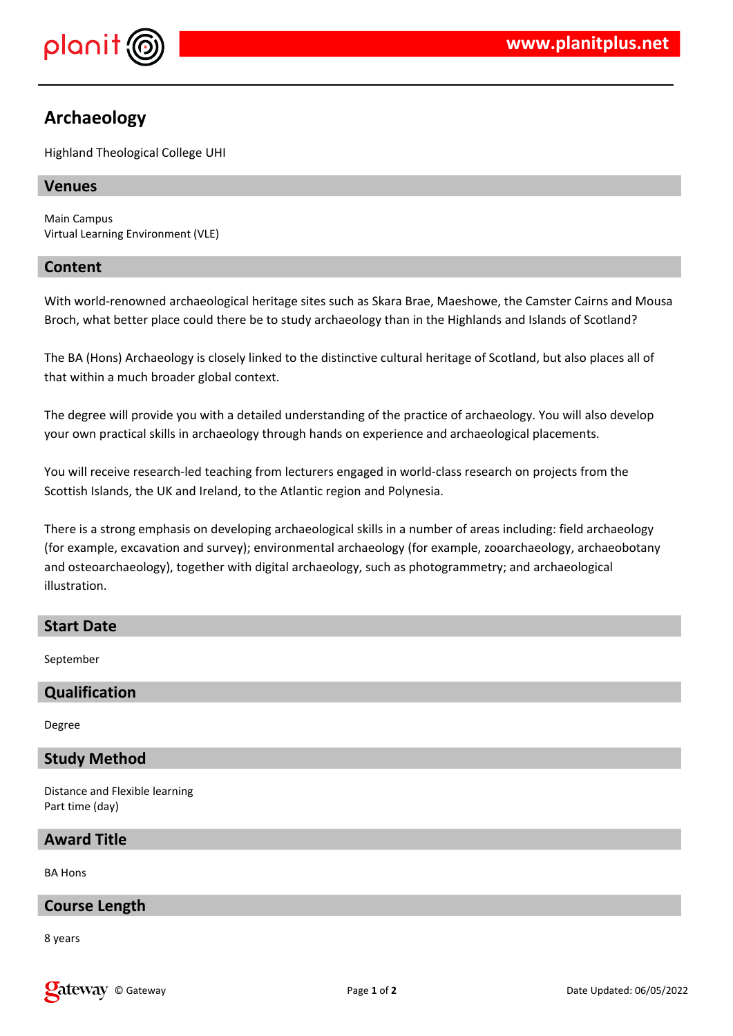# Archaeology

Highland Theological College UHI

## Venues

Main Campus
Virtual Learning Environment (VLE)

## Content

With world-renowned archaeological heritage sites such as Skara Brae, Maeshowe, the Camster Cairns and Mousa Broch, what better place could there be to study archaeology than in the Highlands and Islands of Scotland?

The BA (Hons) Archaeology is closely linked to the distinctive cultural heritage of Scotland, but also places all of that within a much broader global context.

The degree will provide you with a detailed understanding of the practice of archaeology. You will also develop your own practical skills in archaeology through hands on experience and archaeological placements.

You will receive research-led teaching from lecturers engaged in world-class research on projects from the Scottish Islands, the UK and Ireland, to the Atlantic region and Polynesia.

There is a strong emphasis on developing archaeological skills in a number of areas including: field archaeology (for example, excavation and survey); environmental archaeology (for example, zooarchaeology, archaeobotany and osteoarchaeology), together with digital archaeology, such as photogrammetry; and archaeological illustration.

## Start Date

September

## Qualification

Degree

## Study Method

Distance and Flexible learning
Part time (day)

## Award Title

BA Hons

## Course Length

8 years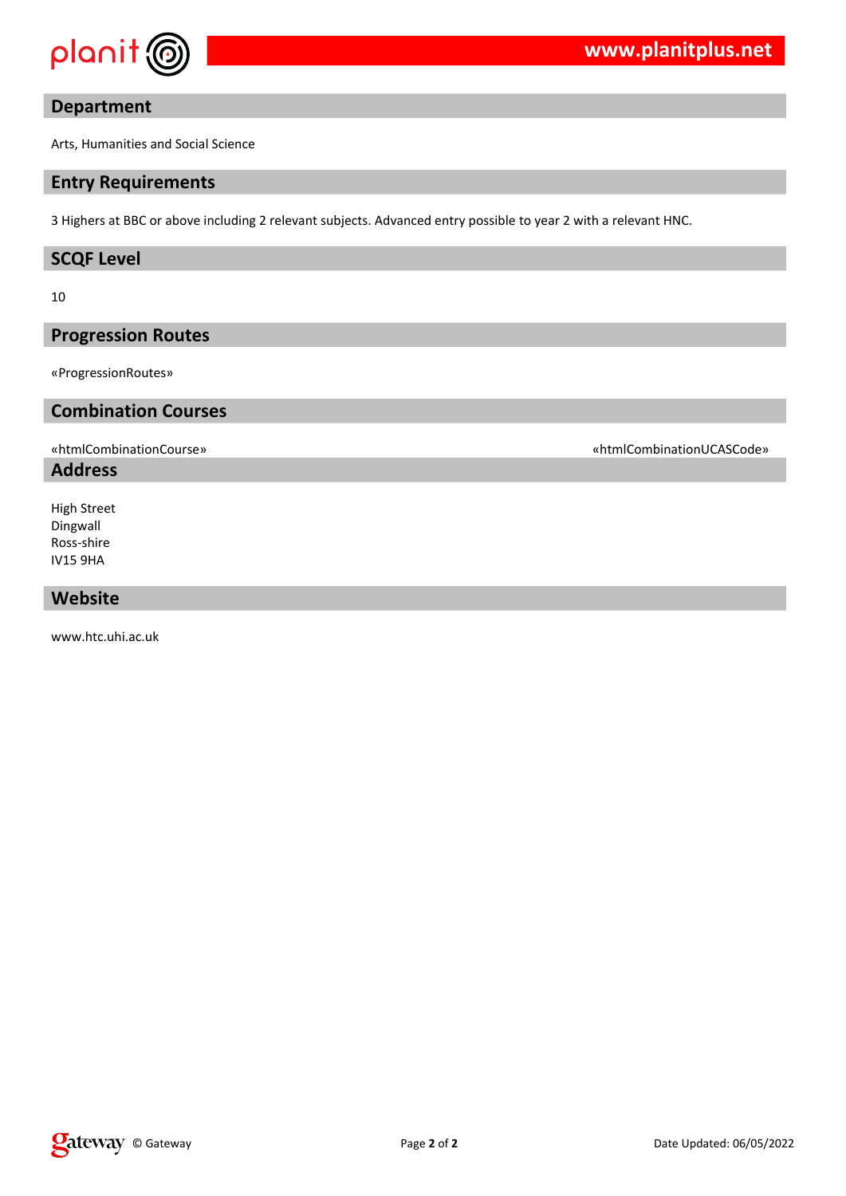## Department

Arts, Humanities and Social Science

## Entry Requirements

3 Highers at BBC or above including 2 relevant subjects. Advanced entry possible to year 2 with a relevant HNC.

## SCQF Level

10

## Progression Routes

«ProgressionRoutes»

## Combination Courses

«htmlCombinationCourse» «htmlCombinationUCASCode»

## Address

High Street
Dingwall
Ross-shire
IV15 9HA

## Website

www.htc.uhi.ac.uk